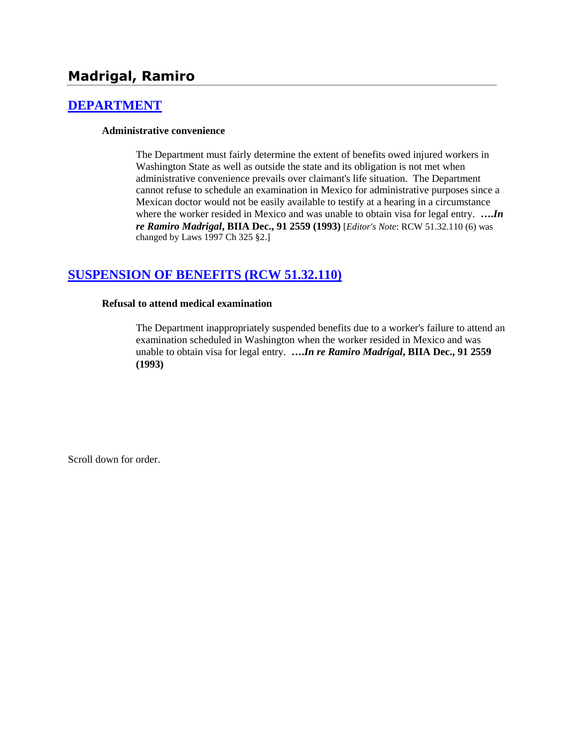# Madrigal, Ramiro

## DEPARTMENT

### Administrative convenience

The Department must fairly determine the extent of benefits owed injured workers in Washington State as well as outside the state and its obligation is not met when administrative convenience prevails over claimant's life situation. The Department cannot refuse to schedule an examination in Mexico for administrative purposes since a Mexican doctor would not be easily available to testify at a hearing in a circumstance where the worker resided in Mexico and was unable to obtain visa for legal entry. ***….In re Ramiro Madrigal*, BIIA Dec., 91 2559 (1993)** [*Editor's Note*: RCW 51.32.110 (6) was changed by Laws 1997 Ch 325 §2.]

## SUSPENSION OF BENEFITS (RCW 51.32.110)

### Refusal to attend medical examination

The Department inappropriately suspended benefits due to a worker's failure to attend an examination scheduled in Washington when the worker resided in Mexico and was unable to obtain visa for legal entry. ***….In re Ramiro Madrigal*, BIIA Dec., 91 2559 (1993)**

Scroll down for order.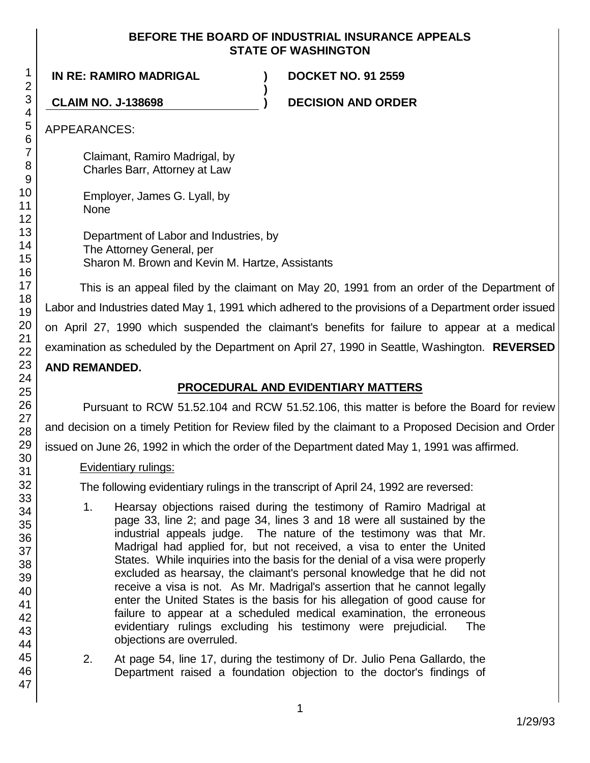**BEFORE THE BOARD OF INDUSTRIAL INSURANCE APPEALS**
**STATE OF WASHINGTON**

| | | |
|---|---|---|
| **IN RE: RAMIRO MADRIGAL** | **)** | **DOCKET NO. 91 2559** |
| | **)** | |
| **CLAIM NO. J-138698** | **)** | **DECISION AND ORDER** |

APPEARANCES:

Claimant, Ramiro Madrigal, by
Charles Barr, Attorney at Law

Employer, James G. Lyall, by
None

Department of Labor and Industries, by
The Attorney General, per
Sharon M. Brown and Kevin M. Hartze, Assistants

This is an appeal filed by the claimant on May 20, 1991 from an order of the Department of Labor and Industries dated May 1, 1991 which adhered to the provisions of a Department order issued on April 27, 1990 which suspended the claimant's benefits for failure to appear at a medical examination as scheduled by the Department on April 27, 1990 in Seattle, Washington. **REVERSED AND REMANDED.**

## PROCEDURAL AND EVIDENTIARY MATTERS

Pursuant to RCW 51.52.104 and RCW 51.52.106, this matter is before the Board for review and decision on a timely Petition for Review filed by the claimant to a Proposed Decision and Order issued on June 26, 1992 in which the order of the Department dated May 1, 1991 was affirmed.

Evidentiary rulings:

The following evidentiary rulings in the transcript of April 24, 1992 are reversed:

1. Hearsay objections raised during the testimony of Ramiro Madrigal at page 33, line 2; and page 34, lines 3 and 18 were all sustained by the industrial appeals judge. The nature of the testimony was that Mr. Madrigal had applied for, but not received, a visa to enter the United States. While inquiries into the basis for the denial of a visa were properly excluded as hearsay, the claimant's personal knowledge that he did not receive a visa is not. As Mr. Madrigal's assertion that he cannot legally enter the United States is the basis for his allegation of good cause for failure to appear at a scheduled medical examination, the erroneous evidentiary rulings excluding his testimony were prejudicial. The objections are overruled.

2. At page 54, line 17, during the testimony of Dr. Julio Pena Gallardo, the Department raised a foundation objection to the doctor's findings of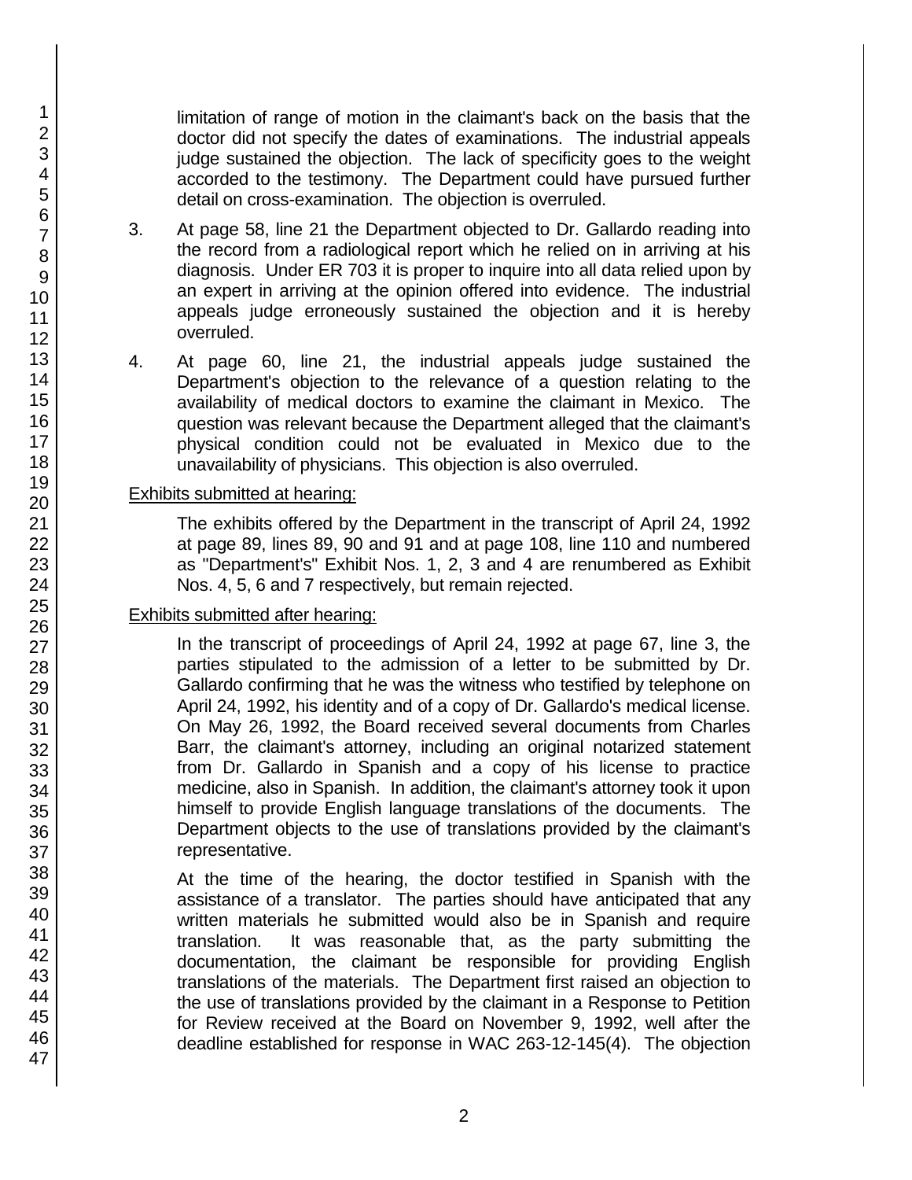limitation of range of motion in the claimant's back on the basis that the doctor did not specify the dates of examinations. The industrial appeals judge sustained the objection. The lack of specificity goes to the weight accorded to the testimony. The Department could have pursued further detail on cross-examination. The objection is overruled.

3. At page 58, line 21 the Department objected to Dr. Gallardo reading into the record from a radiological report which he relied on in arriving at his diagnosis. Under ER 703 it is proper to inquire into all data relied upon by an expert in arriving at the opinion offered into evidence. The industrial appeals judge erroneously sustained the objection and it is hereby overruled.

4. At page 60, line 21, the industrial appeals judge sustained the Department's objection to the relevance of a question relating to the availability of medical doctors to examine the claimant in Mexico. The question was relevant because the Department alleged that the claimant's physical condition could not be evaluated in Mexico due to the unavailability of physicians. This objection is also overruled.

Exhibits submitted at hearing:

The exhibits offered by the Department in the transcript of April 24, 1992 at page 89, lines 89, 90 and 91 and at page 108, line 110 and numbered as "Department's" Exhibit Nos. 1, 2, 3 and 4 are renumbered as Exhibit Nos. 4, 5, 6 and 7 respectively, but remain rejected.

Exhibits submitted after hearing:

In the transcript of proceedings of April 24, 1992 at page 67, line 3, the parties stipulated to the admission of a letter to be submitted by Dr. Gallardo confirming that he was the witness who testified by telephone on April 24, 1992, his identity and of a copy of Dr. Gallardo's medical license. On May 26, 1992, the Board received several documents from Charles Barr, the claimant's attorney, including an original notarized statement from Dr. Gallardo in Spanish and a copy of his license to practice medicine, also in Spanish. In addition, the claimant's attorney took it upon himself to provide English language translations of the documents. The Department objects to the use of translations provided by the claimant's representative.

At the time of the hearing, the doctor testified in Spanish with the assistance of a translator. The parties should have anticipated that any written materials he submitted would also be in Spanish and require translation. It was reasonable that, as the party submitting the documentation, the claimant be responsible for providing English translations of the materials. The Department first raised an objection to the use of translations provided by the claimant in a Response to Petition for Review received at the Board on November 9, 1992, well after the deadline established for response in WAC 263-12-145(4). The objection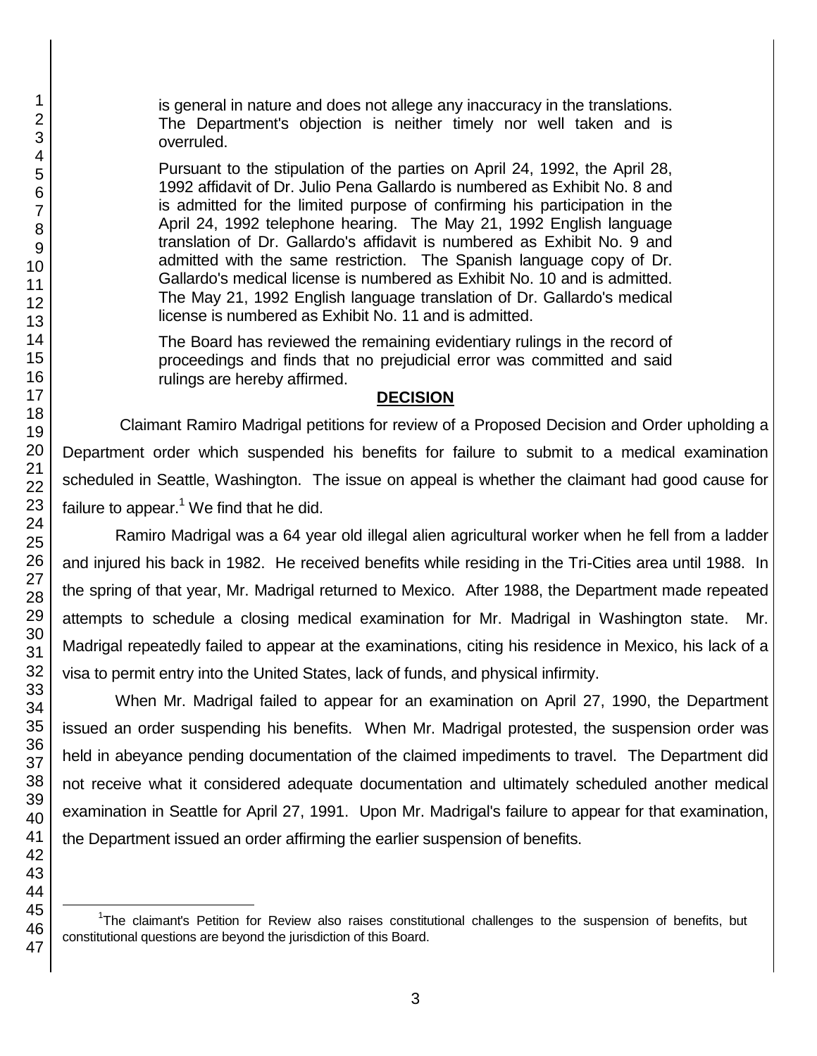is general in nature and does not allege any inaccuracy in the translations. The Department's objection is neither timely nor well taken and is overruled.

Pursuant to the stipulation of the parties on April 24, 1992, the April 28, 1992 affidavit of Dr. Julio Pena Gallardo is numbered as Exhibit No. 8 and is admitted for the limited purpose of confirming his participation in the April 24, 1992 telephone hearing. The May 21, 1992 English language translation of Dr. Gallardo's affidavit is numbered as Exhibit No. 9 and admitted with the same restriction. The Spanish language copy of Dr. Gallardo's medical license is numbered as Exhibit No. 10 and is admitted. The May 21, 1992 English language translation of Dr. Gallardo's medical license is numbered as Exhibit No. 11 and is admitted.

The Board has reviewed the remaining evidentiary rulings in the record of proceedings and finds that no prejudicial error was committed and said rulings are hereby affirmed.

## DECISION

Claimant Ramiro Madrigal petitions for review of a Proposed Decision and Order upholding a Department order which suspended his benefits for failure to submit to a medical examination scheduled in Seattle, Washington. The issue on appeal is whether the claimant had good cause for failure to appear.[1] We find that he did.

Ramiro Madrigal was a 64 year old illegal alien agricultural worker when he fell from a ladder and injured his back in 1982. He received benefits while residing in the Tri-Cities area until 1988. In the spring of that year, Mr. Madrigal returned to Mexico. After 1988, the Department made repeated attempts to schedule a closing medical examination for Mr. Madrigal in Washington state. Mr. Madrigal repeatedly failed to appear at the examinations, citing his residence in Mexico, his lack of a visa to permit entry into the United States, lack of funds, and physical infirmity.

When Mr. Madrigal failed to appear for an examination on April 27, 1990, the Department issued an order suspending his benefits. When Mr. Madrigal protested, the suspension order was held in abeyance pending documentation of the claimed impediments to travel. The Department did not receive what it considered adequate documentation and ultimately scheduled another medical examination in Seattle for April 27, 1991. Upon Mr. Madrigal's failure to appear for that examination, the Department issued an order affirming the earlier suspension of benefits.

[1] The claimant's Petition for Review also raises constitutional challenges to the suspension of benefits, but constitutional questions are beyond the jurisdiction of this Board.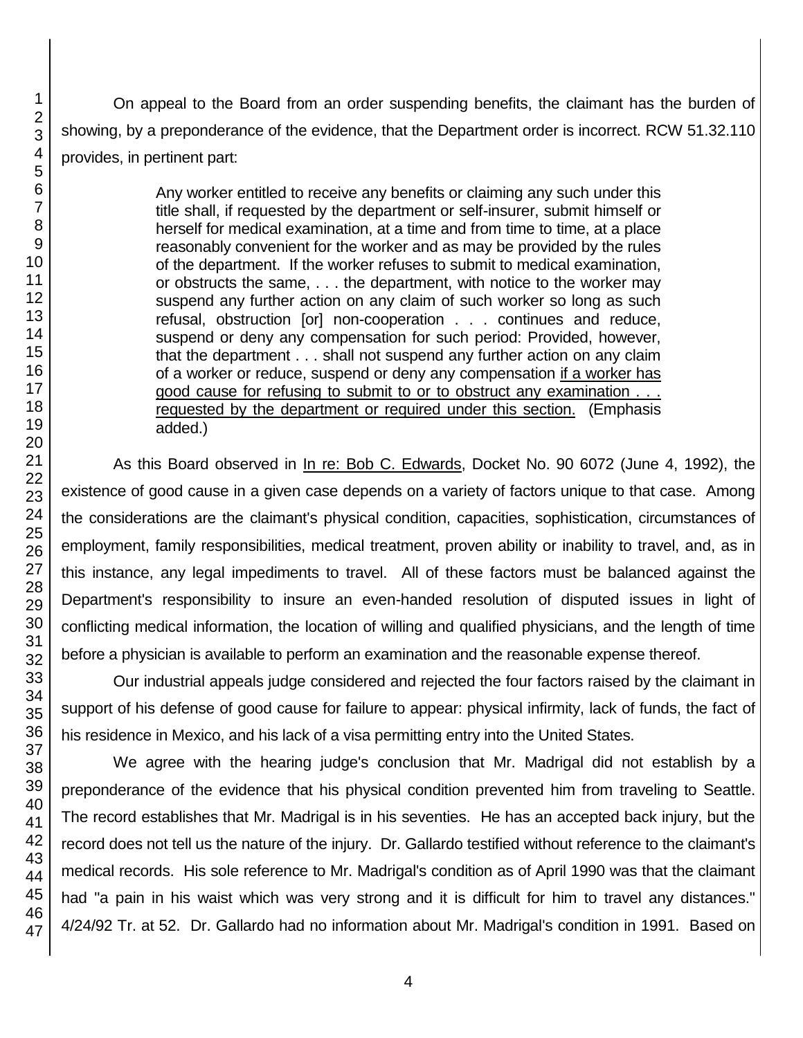On appeal to the Board from an order suspending benefits, the claimant has the burden of showing, by a preponderance of the evidence, that the Department order is incorrect. RCW 51.32.110 provides, in pertinent part:

> Any worker entitled to receive any benefits or claiming any such under this title shall, if requested by the department or self-insurer, submit himself or herself for medical examination, at a time and from time to time, at a place reasonably convenient for the worker and as may be provided by the rules of the department. If the worker refuses to submit to medical examination, or obstructs the same, . . . the department, with notice to the worker may suspend any further action on any claim of such worker so long as such refusal, obstruction [or] non-cooperation . . . continues and reduce, suspend or deny any compensation for such period: Provided, however, that the department . . . shall not suspend any further action on any claim of a worker or reduce, suspend or deny any compensation <u>if a worker has good cause for refusing to submit to or to obstruct any examination . . . requested by the department or required under this section.</u> (Emphasis added.)

As this Board observed in <u>In re: Bob C. Edwards</u>, Docket No. 90 6072 (June 4, 1992), the existence of good cause in a given case depends on a variety of factors unique to that case. Among the considerations are the claimant's physical condition, capacities, sophistication, circumstances of employment, family responsibilities, medical treatment, proven ability or inability to travel, and, as in this instance, any legal impediments to travel. All of these factors must be balanced against the Department's responsibility to insure an even-handed resolution of disputed issues in light of conflicting medical information, the location of willing and qualified physicians, and the length of time before a physician is available to perform an examination and the reasonable expense thereof.

Our industrial appeals judge considered and rejected the four factors raised by the claimant in support of his defense of good cause for failure to appear: physical infirmity, lack of funds, the fact of his residence in Mexico, and his lack of a visa permitting entry into the United States.

We agree with the hearing judge's conclusion that Mr. Madrigal did not establish by a preponderance of the evidence that his physical condition prevented him from traveling to Seattle. The record establishes that Mr. Madrigal is in his seventies. He has an accepted back injury, but the record does not tell us the nature of the injury. Dr. Gallardo testified without reference to the claimant's medical records. His sole reference to Mr. Madrigal's condition as of April 1990 was that the claimant had "a pain in his waist which was very strong and it is difficult for him to travel any distances." 4/24/92 Tr. at 52. Dr. Gallardo had no information about Mr. Madrigal's condition in 1991. Based on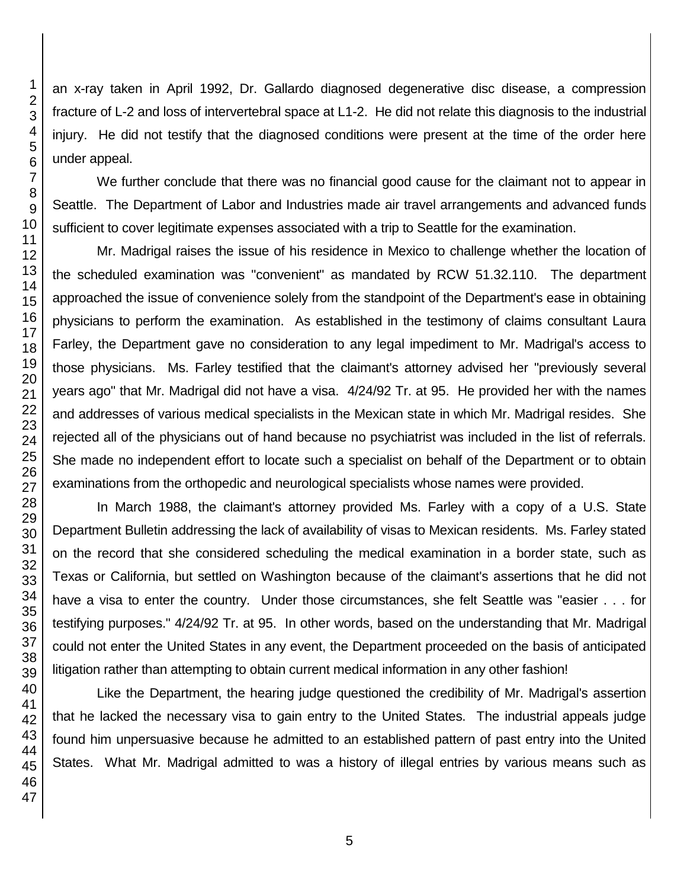an x-ray taken in April 1992, Dr. Gallardo diagnosed degenerative disc disease, a compression fracture of L-2 and loss of intervertebral space at L1-2. He did not relate this diagnosis to the industrial injury. He did not testify that the diagnosed conditions were present at the time of the order here under appeal.

We further conclude that there was no financial good cause for the claimant not to appear in Seattle. The Department of Labor and Industries made air travel arrangements and advanced funds sufficient to cover legitimate expenses associated with a trip to Seattle for the examination.

Mr. Madrigal raises the issue of his residence in Mexico to challenge whether the location of the scheduled examination was "convenient" as mandated by RCW 51.32.110. The department approached the issue of convenience solely from the standpoint of the Department's ease in obtaining physicians to perform the examination. As established in the testimony of claims consultant Laura Farley, the Department gave no consideration to any legal impediment to Mr. Madrigal's access to those physicians. Ms. Farley testified that the claimant's attorney advised her "previously several years ago" that Mr. Madrigal did not have a visa. 4/24/92 Tr. at 95. He provided her with the names and addresses of various medical specialists in the Mexican state in which Mr. Madrigal resides. She rejected all of the physicians out of hand because no psychiatrist was included in the list of referrals. She made no independent effort to locate such a specialist on behalf of the Department or to obtain examinations from the orthopedic and neurological specialists whose names were provided.

In March 1988, the claimant's attorney provided Ms. Farley with a copy of a U.S. State Department Bulletin addressing the lack of availability of visas to Mexican residents. Ms. Farley stated on the record that she considered scheduling the medical examination in a border state, such as Texas or California, but settled on Washington because of the claimant's assertions that he did not have a visa to enter the country. Under those circumstances, she felt Seattle was "easier . . . for testifying purposes." 4/24/92 Tr. at 95. In other words, based on the understanding that Mr. Madrigal could not enter the United States in any event, the Department proceeded on the basis of anticipated litigation rather than attempting to obtain current medical information in any other fashion!

Like the Department, the hearing judge questioned the credibility of Mr. Madrigal's assertion that he lacked the necessary visa to gain entry to the United States. The industrial appeals judge found him unpersuasive because he admitted to an established pattern of past entry into the United States. What Mr. Madrigal admitted to was a history of illegal entries by various means such as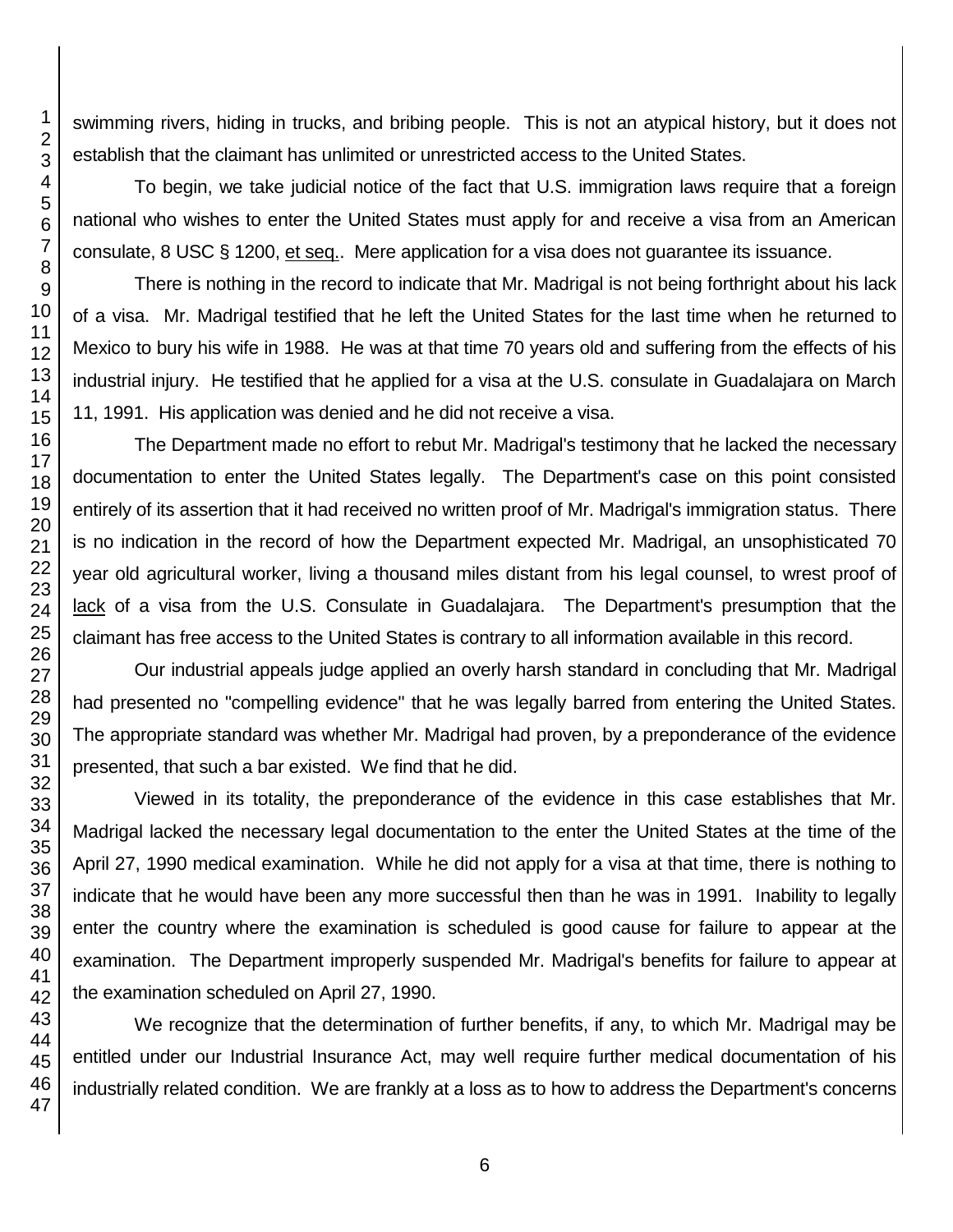swimming rivers, hiding in trucks, and bribing people. This is not an atypical history, but it does not establish that the claimant has unlimited or unrestricted access to the United States.

To begin, we take judicial notice of the fact that U.S. immigration laws require that a foreign national who wishes to enter the United States must apply for and receive a visa from an American consulate, 8 USC § 1200, et seq.. Mere application for a visa does not guarantee its issuance.

There is nothing in the record to indicate that Mr. Madrigal is not being forthright about his lack of a visa. Mr. Madrigal testified that he left the United States for the last time when he returned to Mexico to bury his wife in 1988. He was at that time 70 years old and suffering from the effects of his industrial injury. He testified that he applied for a visa at the U.S. consulate in Guadalajara on March 11, 1991. His application was denied and he did not receive a visa.

The Department made no effort to rebut Mr. Madrigal's testimony that he lacked the necessary documentation to enter the United States legally. The Department's case on this point consisted entirely of its assertion that it had received no written proof of Mr. Madrigal's immigration status. There is no indication in the record of how the Department expected Mr. Madrigal, an unsophisticated 70 year old agricultural worker, living a thousand miles distant from his legal counsel, to wrest proof of lack of a visa from the U.S. Consulate in Guadalajara. The Department's presumption that the claimant has free access to the United States is contrary to all information available in this record.

Our industrial appeals judge applied an overly harsh standard in concluding that Mr. Madrigal had presented no "compelling evidence" that he was legally barred from entering the United States. The appropriate standard was whether Mr. Madrigal had proven, by a preponderance of the evidence presented, that such a bar existed. We find that he did.

Viewed in its totality, the preponderance of the evidence in this case establishes that Mr. Madrigal lacked the necessary legal documentation to the enter the United States at the time of the April 27, 1990 medical examination. While he did not apply for a visa at that time, there is nothing to indicate that he would have been any more successful then than he was in 1991. Inability to legally enter the country where the examination is scheduled is good cause for failure to appear at the examination. The Department improperly suspended Mr. Madrigal's benefits for failure to appear at the examination scheduled on April 27, 1990.

We recognize that the determination of further benefits, if any, to which Mr. Madrigal may be entitled under our Industrial Insurance Act, may well require further medical documentation of his industrially related condition. We are frankly at a loss as to how to address the Department's concerns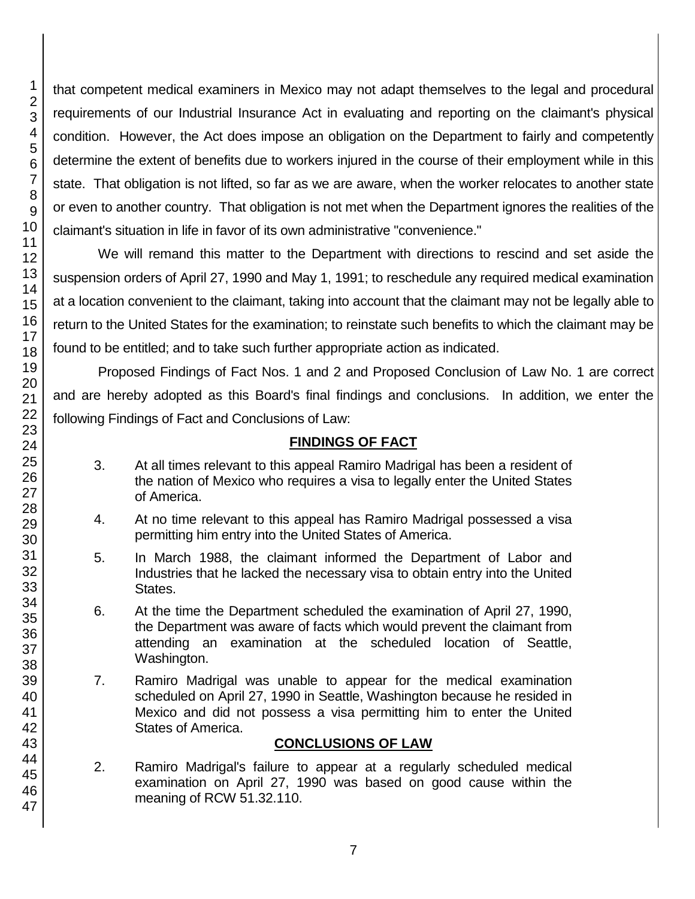that competent medical examiners in Mexico may not adapt themselves to the legal and procedural requirements of our Industrial Insurance Act in evaluating and reporting on the claimant's physical condition. However, the Act does impose an obligation on the Department to fairly and competently determine the extent of benefits due to workers injured in the course of their employment while in this state. That obligation is not lifted, so far as we are aware, when the worker relocates to another state or even to another country. That obligation is not met when the Department ignores the realities of the claimant's situation in life in favor of its own administrative "convenience."

We will remand this matter to the Department with directions to rescind and set aside the suspension orders of April 27, 1990 and May 1, 1991; to reschedule any required medical examination at a location convenient to the claimant, taking into account that the claimant may not be legally able to return to the United States for the examination; to reinstate such benefits to which the claimant may be found to be entitled; and to take such further appropriate action as indicated.

Proposed Findings of Fact Nos. 1 and 2 and Proposed Conclusion of Law No. 1 are correct and are hereby adopted as this Board's final findings and conclusions. In addition, we enter the following Findings of Fact and Conclusions of Law:

## FINDINGS OF FACT

3. At all times relevant to this appeal Ramiro Madrigal has been a resident of the nation of Mexico who requires a visa to legally enter the United States of America.

4. At no time relevant to this appeal has Ramiro Madrigal possessed a visa permitting him entry into the United States of America.

5. In March 1988, the claimant informed the Department of Labor and Industries that he lacked the necessary visa to obtain entry into the United States.

6. At the time the Department scheduled the examination of April 27, 1990, the Department was aware of facts which would prevent the claimant from attending an examination at the scheduled location of Seattle, Washington.

7. Ramiro Madrigal was unable to appear for the medical examination scheduled on April 27, 1990 in Seattle, Washington because he resided in Mexico and did not possess a visa permitting him to enter the United States of America.

## CONCLUSIONS OF LAW

2. Ramiro Madrigal's failure to appear at a regularly scheduled medical examination on April 27, 1990 was based on good cause within the meaning of RCW 51.32.110.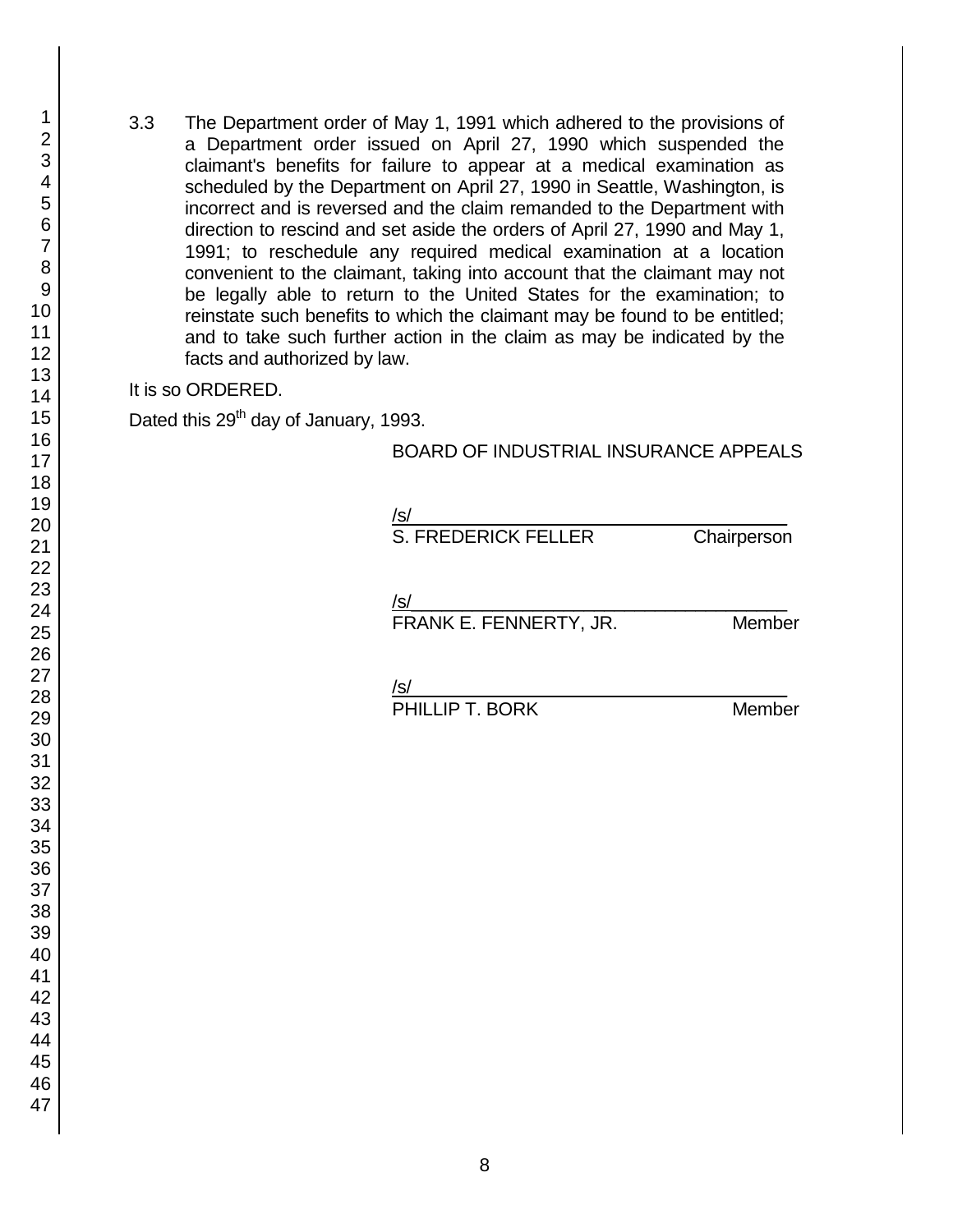3.3 The Department order of May 1, 1991 which adhered to the provisions of a Department order issued on April 27, 1990 which suspended the claimant's benefits for failure to appear at a medical examination as scheduled by the Department on April 27, 1990 in Seattle, Washington, is incorrect and is reversed and the claim remanded to the Department with direction to rescind and set aside the orders of April 27, 1990 and May 1, 1991; to reschedule any required medical examination at a location convenient to the claimant, taking into account that the claimant may not be legally able to return to the United States for the examination; to reinstate such benefits to which the claimant may be found to be entitled; and to take such further action in the claim as may be indicated by the facts and authorized by law.

It is so ORDERED.

Dated this 29th day of January, 1993.

BOARD OF INDUSTRIAL INSURANCE APPEALS

/s/
S. FREDERICK FELLER Chairperson

/s/
FRANK E. FENNERTY, JR. Member

/s/
PHILLIP T. BORK Member